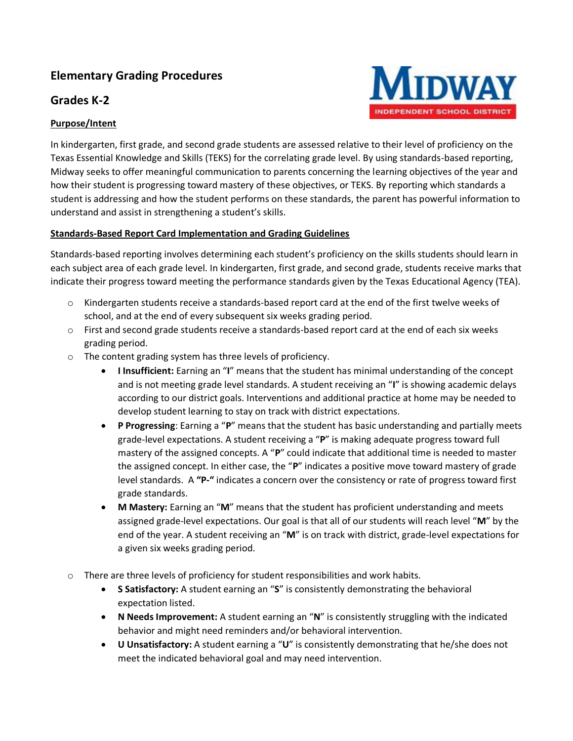# Elementary Grading Procedures

## Grades K-2

### Purpose/Intent

In kindergarten, first grade, and second grade students are assessed relative to their level of proficiency on the Texas Essential Knowledge and Skills (TEKS) for the correlating grade level. By using standards-based reporting, Midway seeks to offer meaningful communication to parents concerning the learning objectives of the year and how their student is progressing toward mastery of these objectives, or TEKS. By reporting which standards a student is addressing and how the student performs on these standards, the parent has powerful information to understand and assist in strengthening a student's skills.

### Standards-Based Report Card Implementation and Grading Guidelines

Standards-based reporting involves determining each student's proficiency on the skills students should learn in each subject area of each grade level. In kindergarten, first grade, and second grade, students receive marks that indicate their progress toward meeting the performance standards given by the Texas Educational Agency (TEA).

- Kindergarten students receive a standards-based report card at the end of the first twelve weeks of school, and at the end of every subsequent six weeks grading period.
- First and second grade students receive a standards-based report card at the end of each six weeks grading period.
- The content grading system has three levels of proficiency.
  - **I Insufficient:** Earning an "**I**" means that the student has minimal understanding of the concept and is not meeting grade level standards. A student receiving an "**I**" is showing academic delays according to our district goals. Interventions and additional practice at home may be needed to develop student learning to stay on track with district expectations.
  - **P Progressing**: Earning a "**P**" means that the student has basic understanding and partially meets grade-level expectations. A student receiving a "**P**" is making adequate progress toward full mastery of the assigned concepts. A "**P**" could indicate that additional time is needed to master the assigned concept. In either case, the "**P**" indicates a positive move toward mastery of grade level standards. A **"P-"** indicates a concern over the consistency or rate of progress toward first grade standards.
  - **M Mastery:** Earning an "**M**" means that the student has proficient understanding and meets assigned grade-level expectations. Our goal is that all of our students will reach level "**M**" by the end of the year. A student receiving an "**M**" is on track with district, grade-level expectations for a given six weeks grading period.
- There are three levels of proficiency for student responsibilities and work habits.
  - **S Satisfactory:** A student earning an "**S**" is consistently demonstrating the behavioral expectation listed.
  - **N Needs Improvement:** A student earning an "**N**" is consistently struggling with the indicated behavior and might need reminders and/or behavioral intervention.
  - **U Unsatisfactory:** A student earning a "**U**" is consistently demonstrating that he/she does not meet the indicated behavioral goal and may need intervention.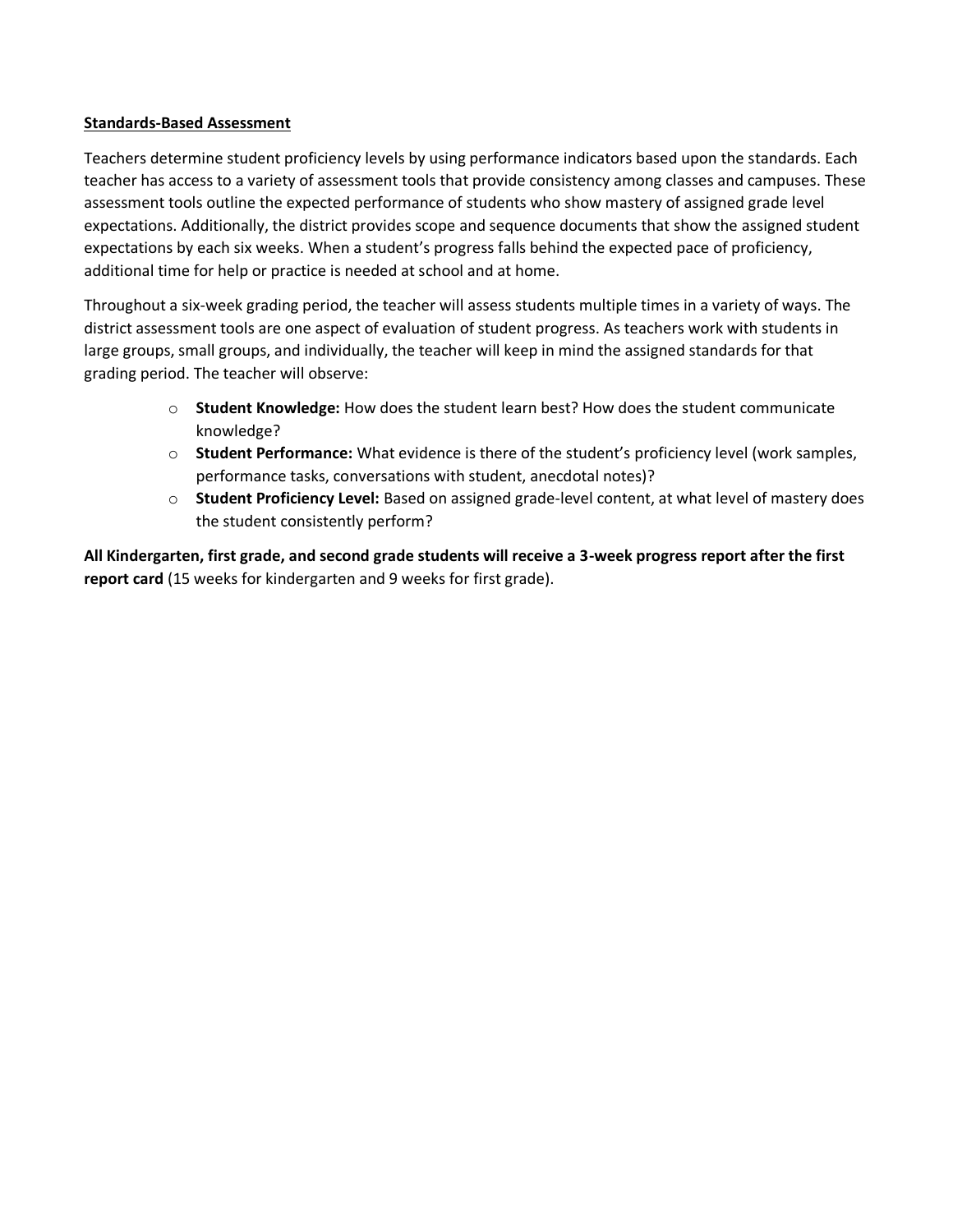## **Standards-Based Assessment**

Teachers determine student proficiency levels by using performance indicators based upon the standards. Each teacher has access to a variety of assessment tools that provide consistency among classes and campuses. These assessment tools outline the expected performance of students who show mastery of assigned grade level expectations. Additionally, the district provides scope and sequence documents that show the assigned student expectations by each six weeks. When a student's progress falls behind the expected pace of proficiency, additional time for help or practice is needed at school and at home.

Throughout a six-week grading period, the teacher will assess students multiple times in a variety of ways. The district assessment tools are one aspect of evaluation of student progress. As teachers work with students in large groups, small groups, and individually, the teacher will keep in mind the assigned standards for that grading period. The teacher will observe:

- **Student Knowledge:** How does the student learn best? How does the student communicate knowledge?
- **Student Performance:** What evidence is there of the student's proficiency level (work samples, performance tasks, conversations with student, anecdotal notes)?
- **Student Proficiency Level:** Based on assigned grade-level content, at what level of mastery does the student consistently perform?

**All Kindergarten, first grade, and second grade students will receive a 3-week progress report after the first report card** (15 weeks for kindergarten and 9 weeks for first grade).